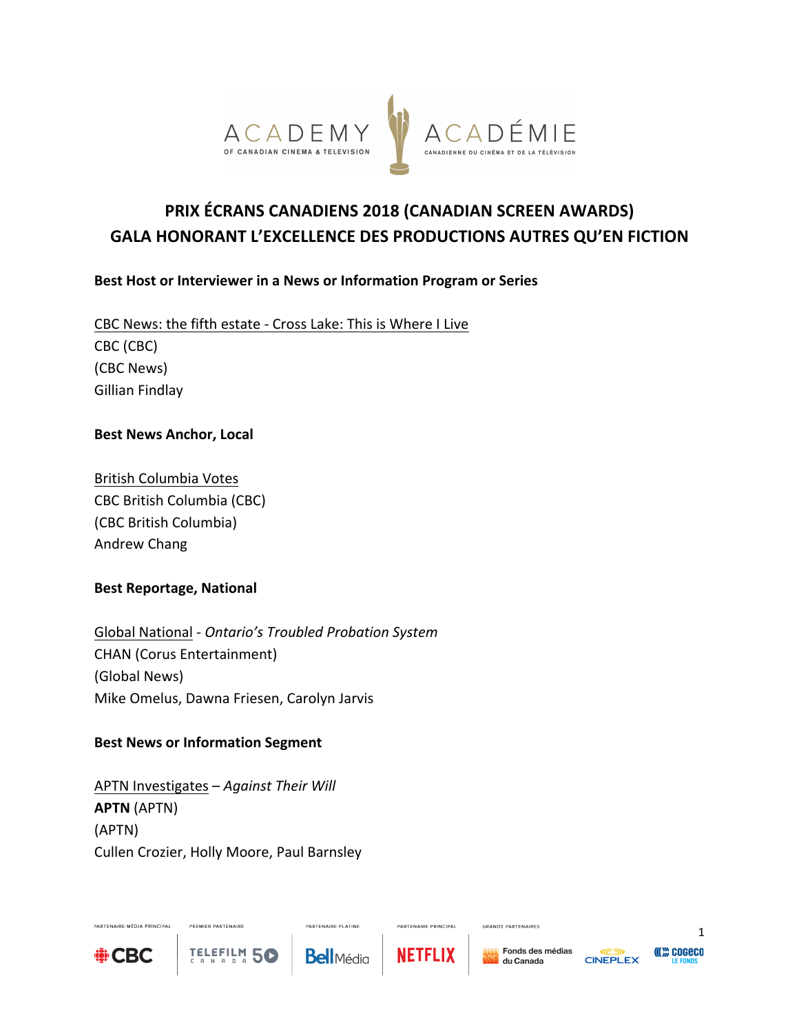# PRIX ÉCRANS CANADIENS 2018 (CANADIAN SCREEN AWARDS)
# GALA HONORANT L'EXCELLENCE DES PRODUCTIONS AUTRES QU'EN FICTION

### Best Host or Interviewer in a News or Information Program or Series

CBC News: the fifth estate - Cross Lake: This is Where I Live
CBC (CBC)
(CBC News)
Gillian Findlay

### Best News Anchor, Local

British Columbia Votes
CBC British Columbia (CBC)
(CBC British Columbia)
Andrew Chang

### Best Reportage, National

Global National - *Ontario's Troubled Probation System*
CHAN (Corus Entertainment)
(Global News)
Mike Omelus, Dawna Friesen, Carolyn Jarvis

### Best News or Information Segment

APTN Investigates – *Against Their Will*
**APTN** (APTN)
(APTN)
Cullen Crozier, Holly Moore, Paul Barnsley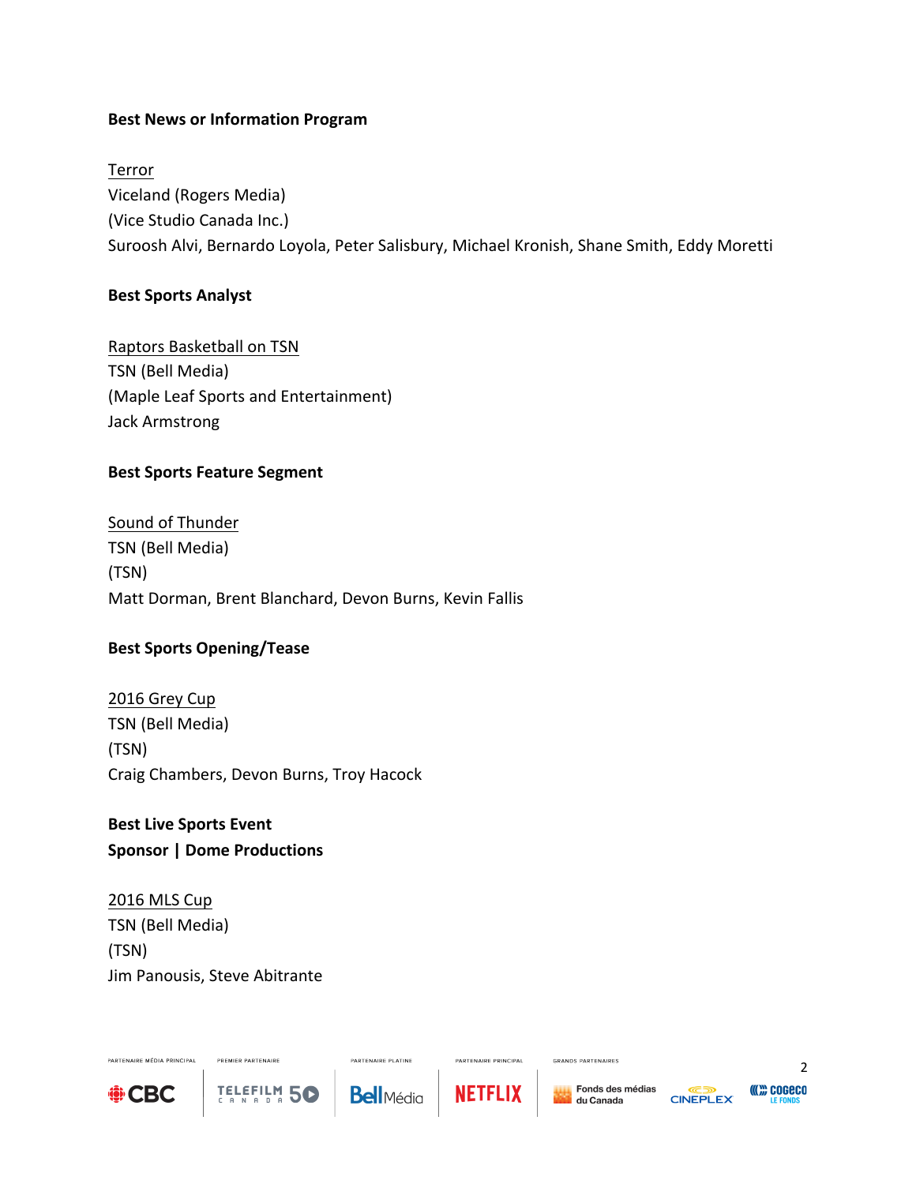**Best News or Information Program**

Terror
Viceland (Rogers Media)
(Vice Studio Canada Inc.)
Suroosh Alvi, Bernardo Loyola, Peter Salisbury, Michael Kronish, Shane Smith, Eddy Moretti

**Best Sports Analyst**

Raptors Basketball on TSN
TSN (Bell Media)
(Maple Leaf Sports and Entertainment)
Jack Armstrong

**Best Sports Feature Segment**

Sound of Thunder
TSN (Bell Media)
(TSN)
Matt Dorman, Brent Blanchard, Devon Burns, Kevin Fallis

**Best Sports Opening/Tease**

2016 Grey Cup
TSN (Bell Media)
(TSN)
Craig Chambers, Devon Burns, Troy Hacock

**Best Live Sports Event**
**Sponsor | Dome Productions**

2016 MLS Cup
TSN (Bell Media)
(TSN)
Jim Panousis, Steve Abitrante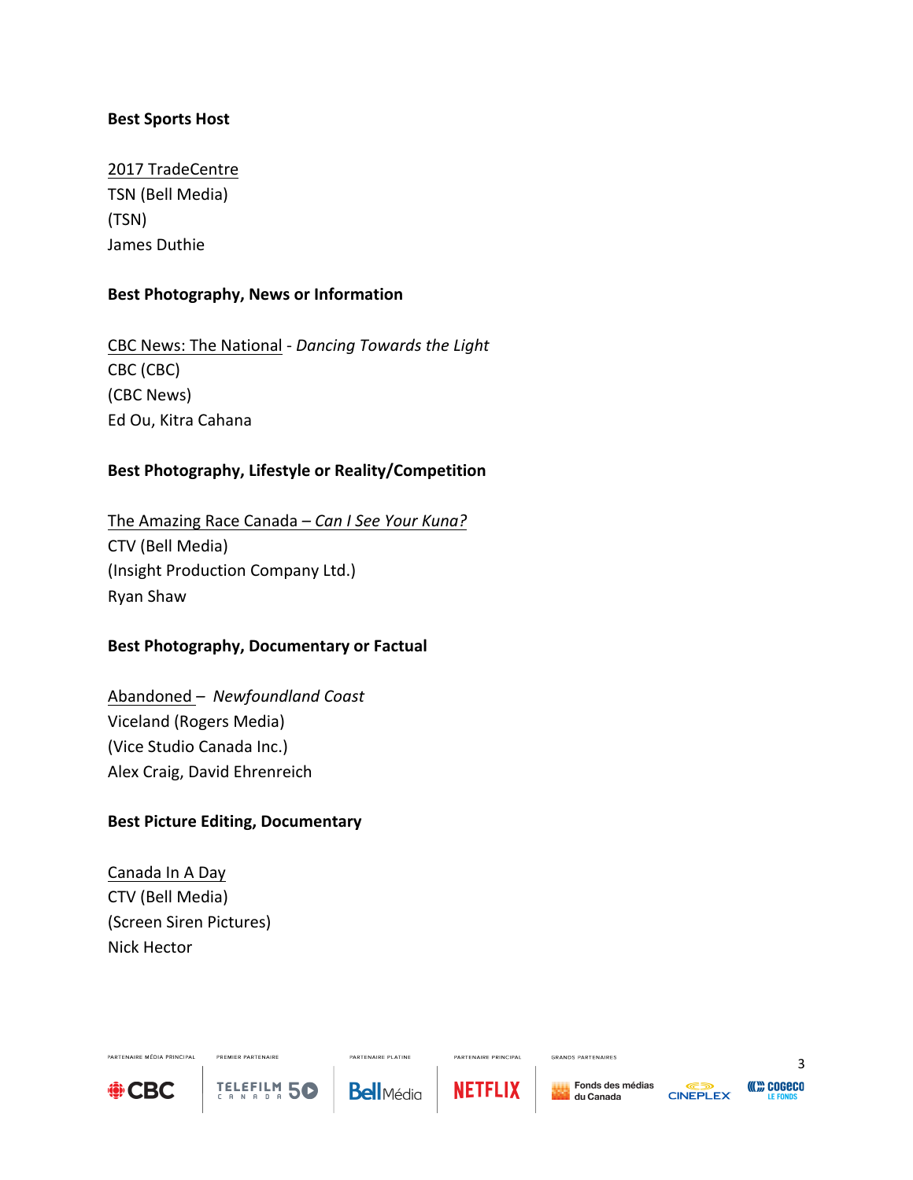**Best Sports Host**

2017 TradeCentre
TSN (Bell Media)
(TSN)
James Duthie

**Best Photography, News or Information**

CBC News: The National - *Dancing Towards the Light*
CBC (CBC)
(CBC News)
Ed Ou, Kitra Cahana

**Best Photography, Lifestyle or Reality/Competition**

The Amazing Race Canada – *Can I See Your Kuna?*
CTV (Bell Media)
(Insight Production Company Ltd.)
Ryan Shaw

**Best Photography, Documentary or Factual**

Abandoned – *Newfoundland Coast*
Viceland (Rogers Media)
(Vice Studio Canada Inc.)
Alex Craig, David Ehrenreich

**Best Picture Editing, Documentary**

Canada In A Day
CTV (Bell Media)
(Screen Siren Pictures)
Nick Hector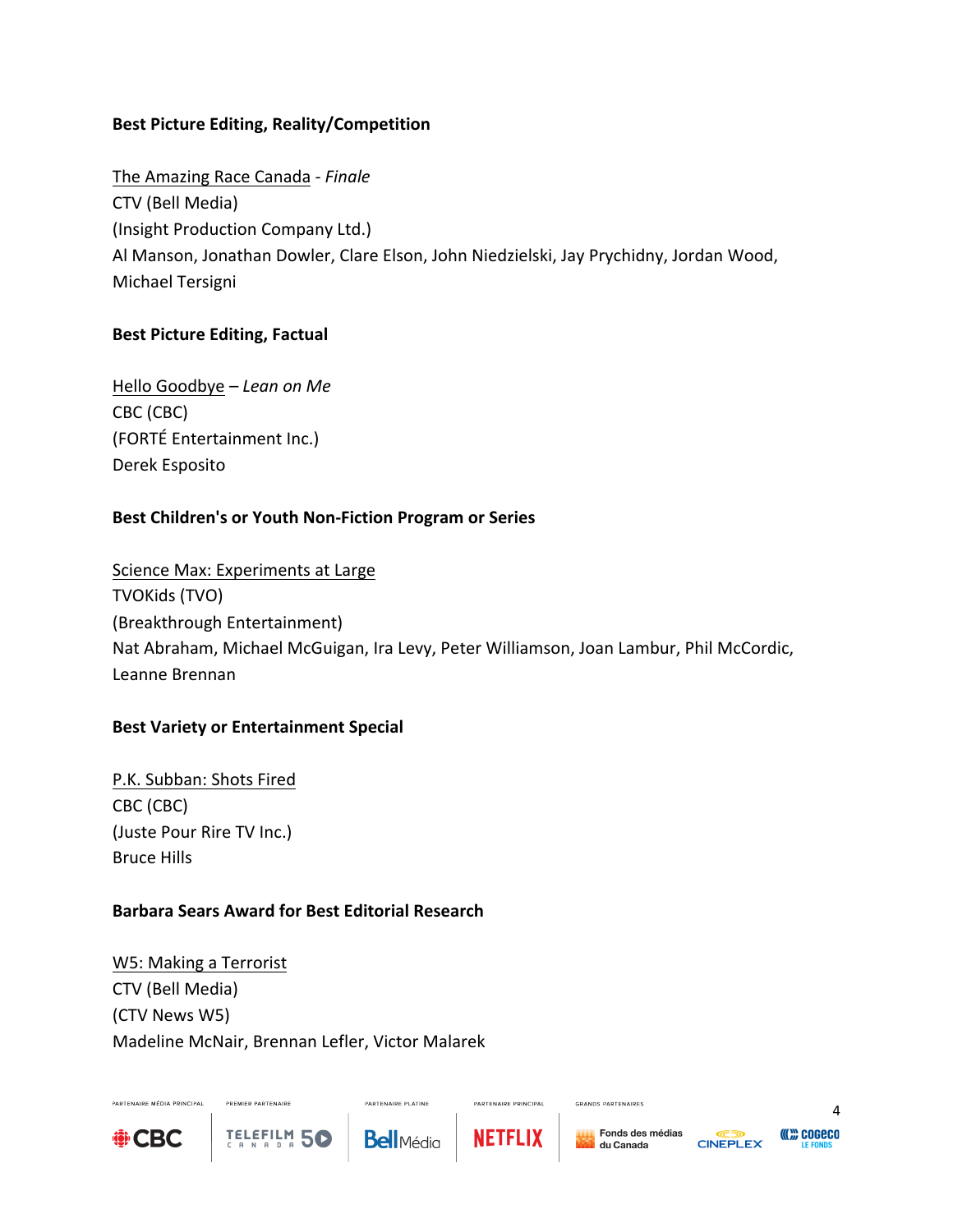**Best Picture Editing, Reality/Competition**

The Amazing Race Canada - *Finale*
CTV (Bell Media)
(Insight Production Company Ltd.)
Al Manson, Jonathan Dowler, Clare Elson, John Niedzielski, Jay Prychidny, Jordan Wood, Michael Tersigni

**Best Picture Editing, Factual**

Hello Goodbye – *Lean on Me*
CBC (CBC)
(FORTÉ Entertainment Inc.)
Derek Esposito

**Best Children's or Youth Non-Fiction Program or Series**

Science Max: Experiments at Large
TVOKids (TVO)
(Breakthrough Entertainment)
Nat Abraham, Michael McGuigan, Ira Levy, Peter Williamson, Joan Lambur, Phil McCordic, Leanne Brennan

**Best Variety or Entertainment Special**

P.K. Subban: Shots Fired
CBC (CBC)
(Juste Pour Rire TV Inc.)
Bruce Hills

**Barbara Sears Award for Best Editorial Research**

W5: Making a Terrorist
CTV (Bell Media)
(CTV News W5)
Madeline McNair, Brennan Lefler, Victor Malarek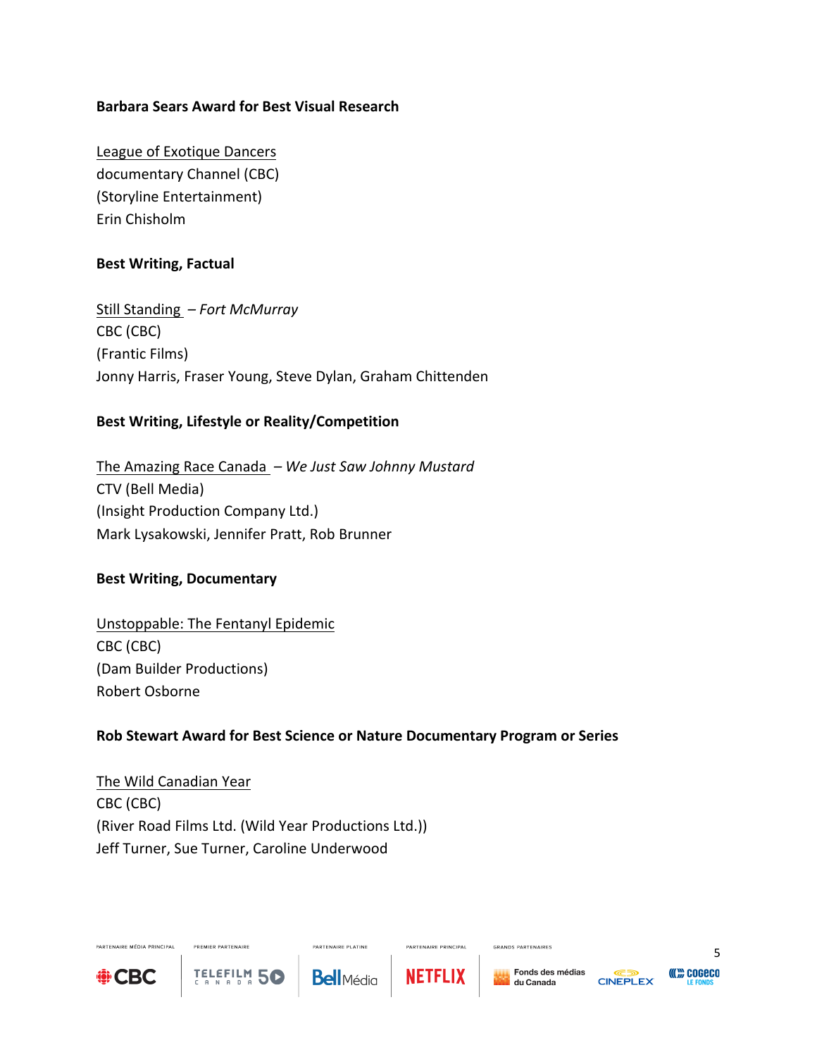**Barbara Sears Award for Best Visual Research**

League of Exotique Dancers
documentary Channel (CBC)
(Storyline Entertainment)
Erin Chisholm

**Best Writing, Factual**

Still Standing – *Fort McMurray*
CBC (CBC)
(Frantic Films)
Jonny Harris, Fraser Young, Steve Dylan, Graham Chittenden

**Best Writing, Lifestyle or Reality/Competition**

The Amazing Race Canada – *We Just Saw Johnny Mustard*
CTV (Bell Media)
(Insight Production Company Ltd.)
Mark Lysakowski, Jennifer Pratt, Rob Brunner

**Best Writing, Documentary**

Unstoppable: The Fentanyl Epidemic
CBC (CBC)
(Dam Builder Productions)
Robert Osborne

**Rob Stewart Award for Best Science or Nature Documentary Program or Series**

The Wild Canadian Year
CBC (CBC)
(River Road Films Ltd. (Wild Year Productions Ltd.))
Jeff Turner, Sue Turner, Caroline Underwood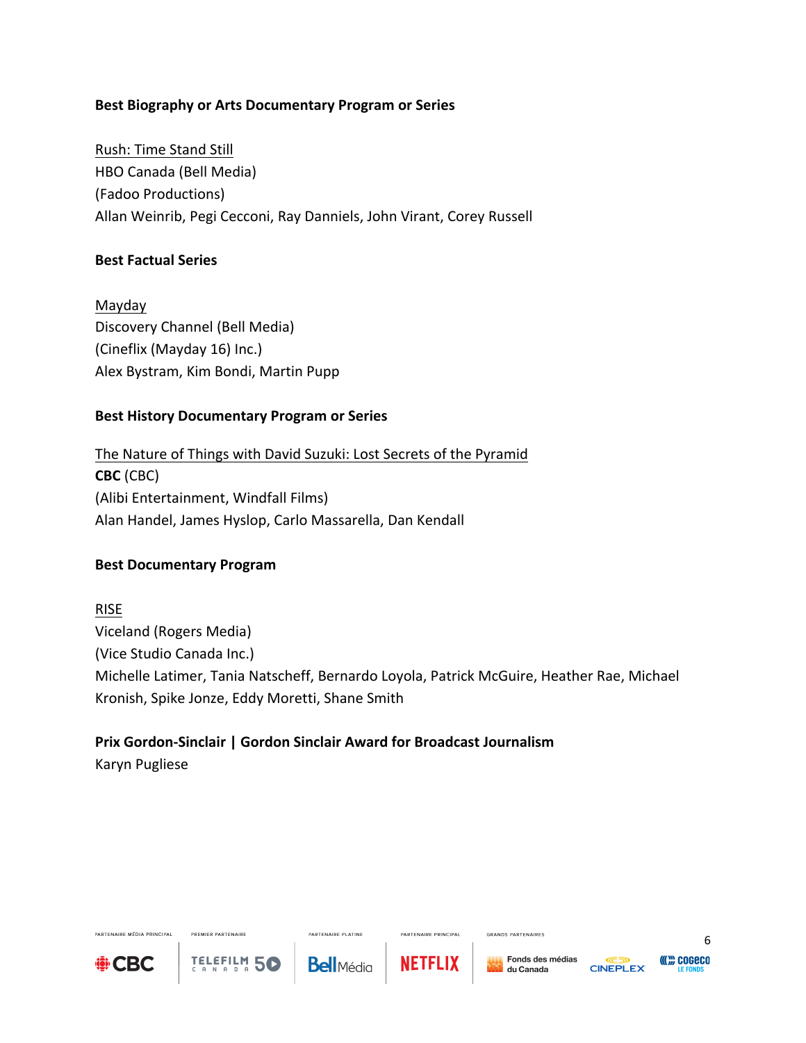**Best Biography or Arts Documentary Program or Series**

Rush: Time Stand Still
HBO Canada (Bell Media)
(Fadoo Productions)
Allan Weinrib, Pegi Cecconi, Ray Danniels, John Virant, Corey Russell

**Best Factual Series**

Mayday
Discovery Channel (Bell Media)
(Cineflix (Mayday 16) Inc.)
Alex Bystram, Kim Bondi, Martin Pupp

**Best History Documentary Program or Series**

The Nature of Things with David Suzuki: Lost Secrets of the Pyramid
**CBC** (CBC)
(Alibi Entertainment, Windfall Films)
Alan Handel, James Hyslop, Carlo Massarella, Dan Kendall

**Best Documentary Program**

RISE
Viceland (Rogers Media)
(Vice Studio Canada Inc.)
Michelle Latimer, Tania Natscheff, Bernardo Loyola, Patrick McGuire, Heather Rae, Michael Kronish, Spike Jonze, Eddy Moretti, Shane Smith

**Prix Gordon-Sinclair | Gordon Sinclair Award for Broadcast Journalism**
Karyn Pugliese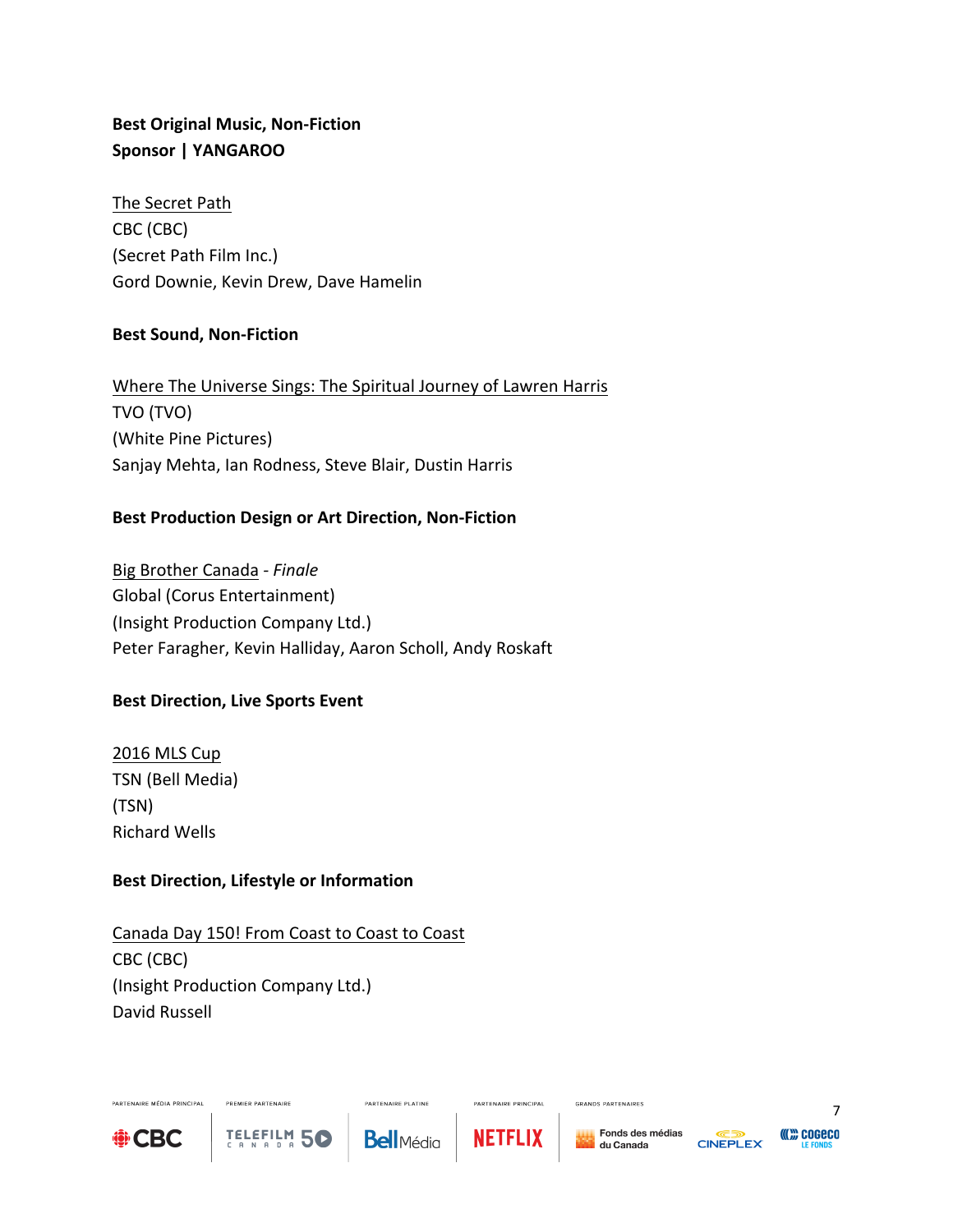**Best Original Music, Non-Fiction**
**Sponsor | YANGAROO**

The Secret Path
CBC (CBC)
(Secret Path Film Inc.)
Gord Downie, Kevin Drew, Dave Hamelin

**Best Sound, Non-Fiction**

Where The Universe Sings: The Spiritual Journey of Lawren Harris
TVO (TVO)
(White Pine Pictures)
Sanjay Mehta, Ian Rodness, Steve Blair, Dustin Harris

**Best Production Design or Art Direction, Non-Fiction**

Big Brother Canada - *Finale*
Global (Corus Entertainment)
(Insight Production Company Ltd.)
Peter Faragher, Kevin Halliday, Aaron Scholl, Andy Roskaft

**Best Direction, Live Sports Event**

2016 MLS Cup
TSN (Bell Media)
(TSN)
Richard Wells

**Best Direction, Lifestyle or Information**

Canada Day 150! From Coast to Coast to Coast
CBC (CBC)
(Insight Production Company Ltd.)
David Russell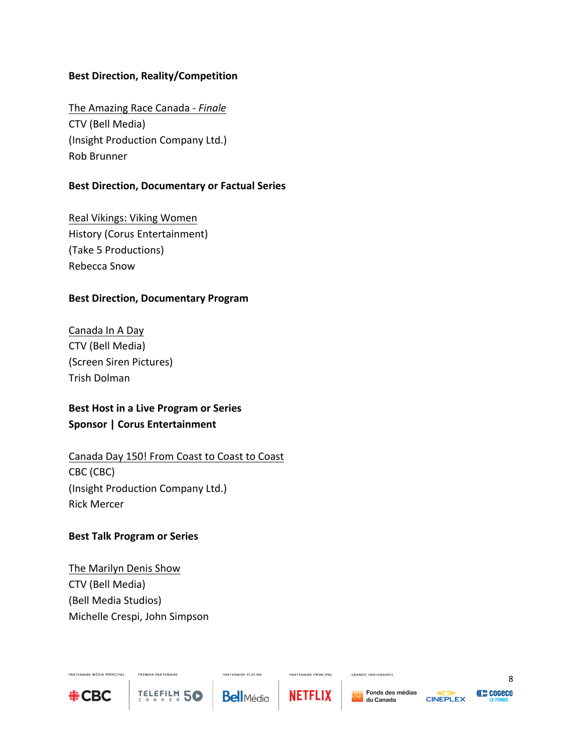**Best Direction, Reality/Competition**

The Amazing Race Canada - *Finale*
CTV (Bell Media)
(Insight Production Company Ltd.)
Rob Brunner

**Best Direction, Documentary or Factual Series**

Real Vikings: Viking Women
History (Corus Entertainment)
(Take 5 Productions)
Rebecca Snow

**Best Direction, Documentary Program**

Canada In A Day
CTV (Bell Media)
(Screen Siren Pictures)
Trish Dolman

**Best Host in a Live Program or Series**
**Sponsor | Corus Entertainment**

Canada Day 150! From Coast to Coast to Coast
CBC (CBC)
(Insight Production Company Ltd.)
Rick Mercer

**Best Talk Program or Series**

The Marilyn Denis Show
CTV (Bell Media)
(Bell Media Studios)
Michelle Crespi, John Simpson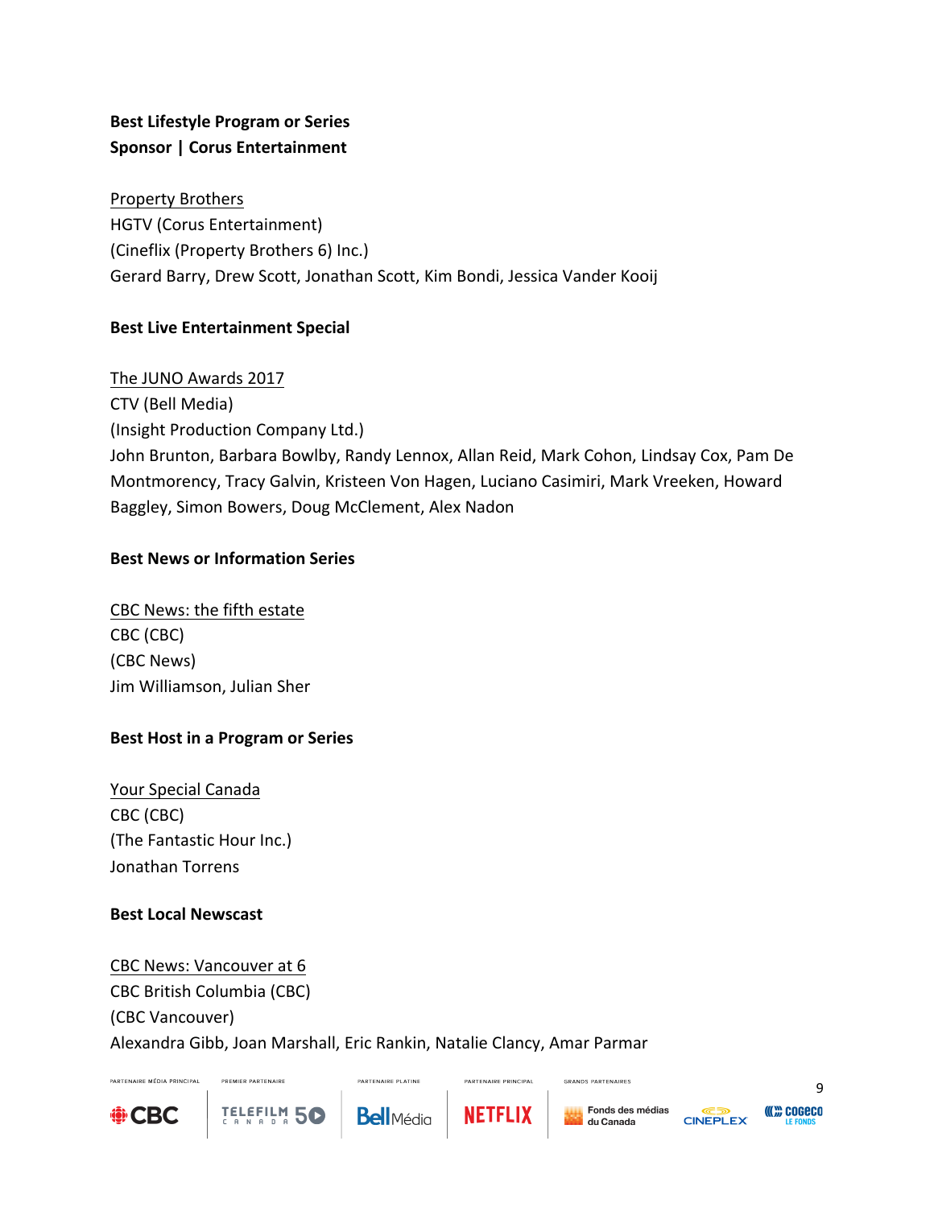**Best Lifestyle Program or Series**
**Sponsor | Corus Entertainment**

Property Brothers
HGTV (Corus Entertainment)
(Cineflix (Property Brothers 6) Inc.)
Gerard Barry, Drew Scott, Jonathan Scott, Kim Bondi, Jessica Vander Kooij

**Best Live Entertainment Special**

The JUNO Awards 2017
CTV (Bell Media)
(Insight Production Company Ltd.)
John Brunton, Barbara Bowlby, Randy Lennox, Allan Reid, Mark Cohon, Lindsay Cox, Pam De Montmorency, Tracy Galvin, Kristeen Von Hagen, Luciano Casimiri, Mark Vreeken, Howard Baggley, Simon Bowers, Doug McClement, Alex Nadon

**Best News or Information Series**

CBC News: the fifth estate
CBC (CBC)
(CBC News)
Jim Williamson, Julian Sher

**Best Host in a Program or Series**

Your Special Canada
CBC (CBC)
(The Fantastic Hour Inc.)
Jonathan Torrens

**Best Local Newscast**

CBC News: Vancouver at 6
CBC British Columbia (CBC)
(CBC Vancouver)
Alexandra Gibb, Joan Marshall, Eric Rankin, Natalie Clancy, Amar Parmar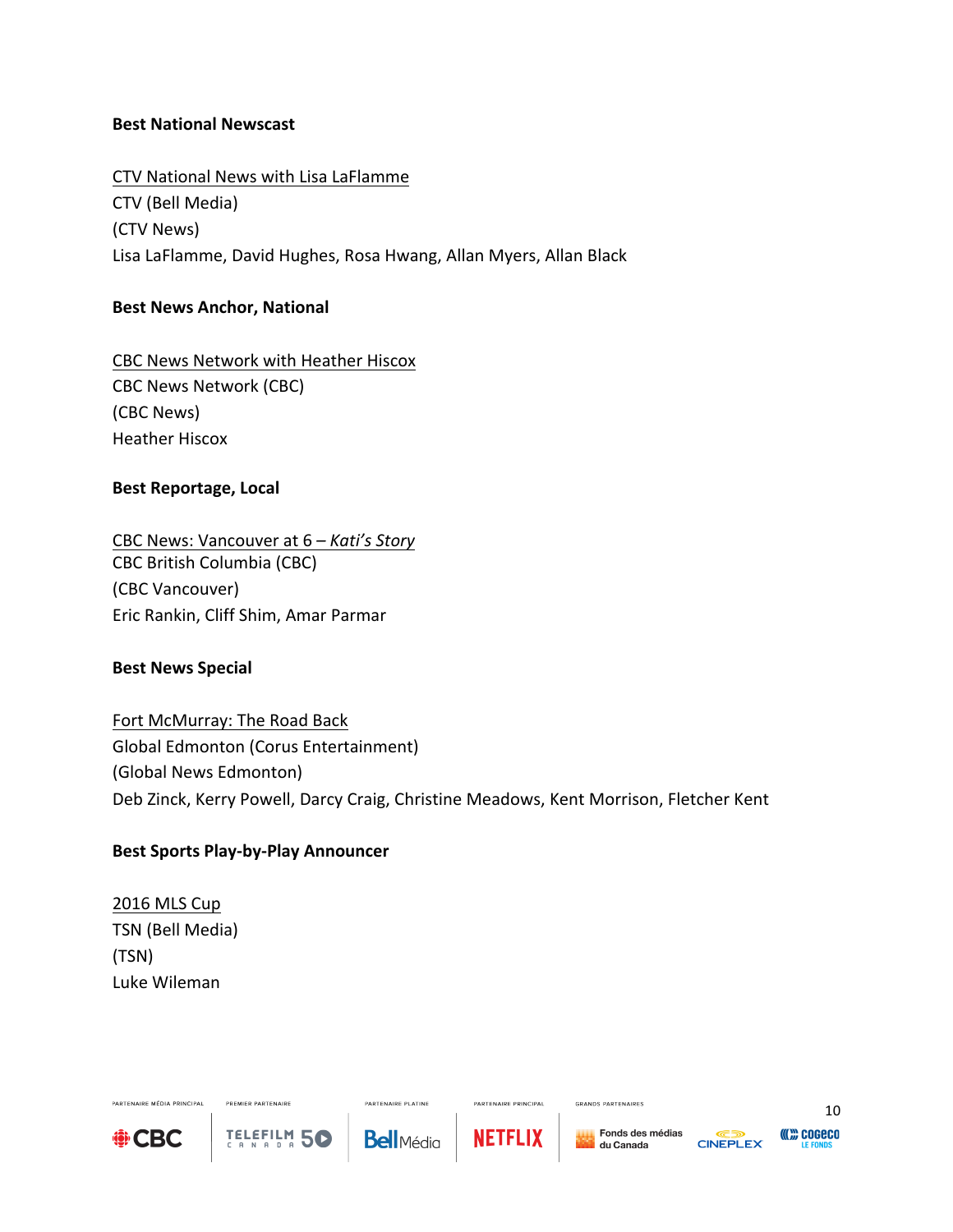**Best National Newscast**

CTV National News with Lisa LaFlamme
CTV (Bell Media)
(CTV News)
Lisa LaFlamme, David Hughes, Rosa Hwang, Allan Myers, Allan Black

**Best News Anchor, National**

CBC News Network with Heather Hiscox
CBC News Network (CBC)
(CBC News)
Heather Hiscox

**Best Reportage, Local**

CBC News: Vancouver at 6 – *Kati's Story*
CBC British Columbia (CBC)
(CBC Vancouver)
Eric Rankin, Cliff Shim, Amar Parmar

**Best News Special**

Fort McMurray: The Road Back
Global Edmonton (Corus Entertainment)
(Global News Edmonton)
Deb Zinck, Kerry Powell, Darcy Craig, Christine Meadows, Kent Morrison, Fletcher Kent

**Best Sports Play-by-Play Announcer**

2016 MLS Cup
TSN (Bell Media)
(TSN)
Luke Wileman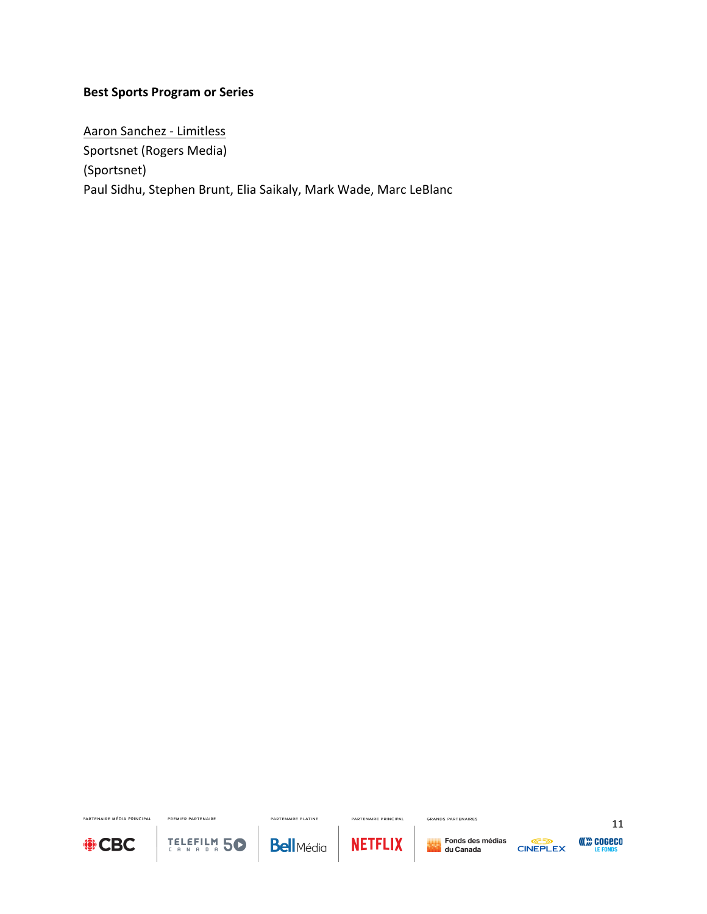**Best Sports Program or Series**

Aaron Sanchez - Limitless
Sportsnet (Rogers Media)
(Sportsnet)
Paul Sidhu, Stephen Brunt, Elia Saikaly, Mark Wade, Marc LeBlanc